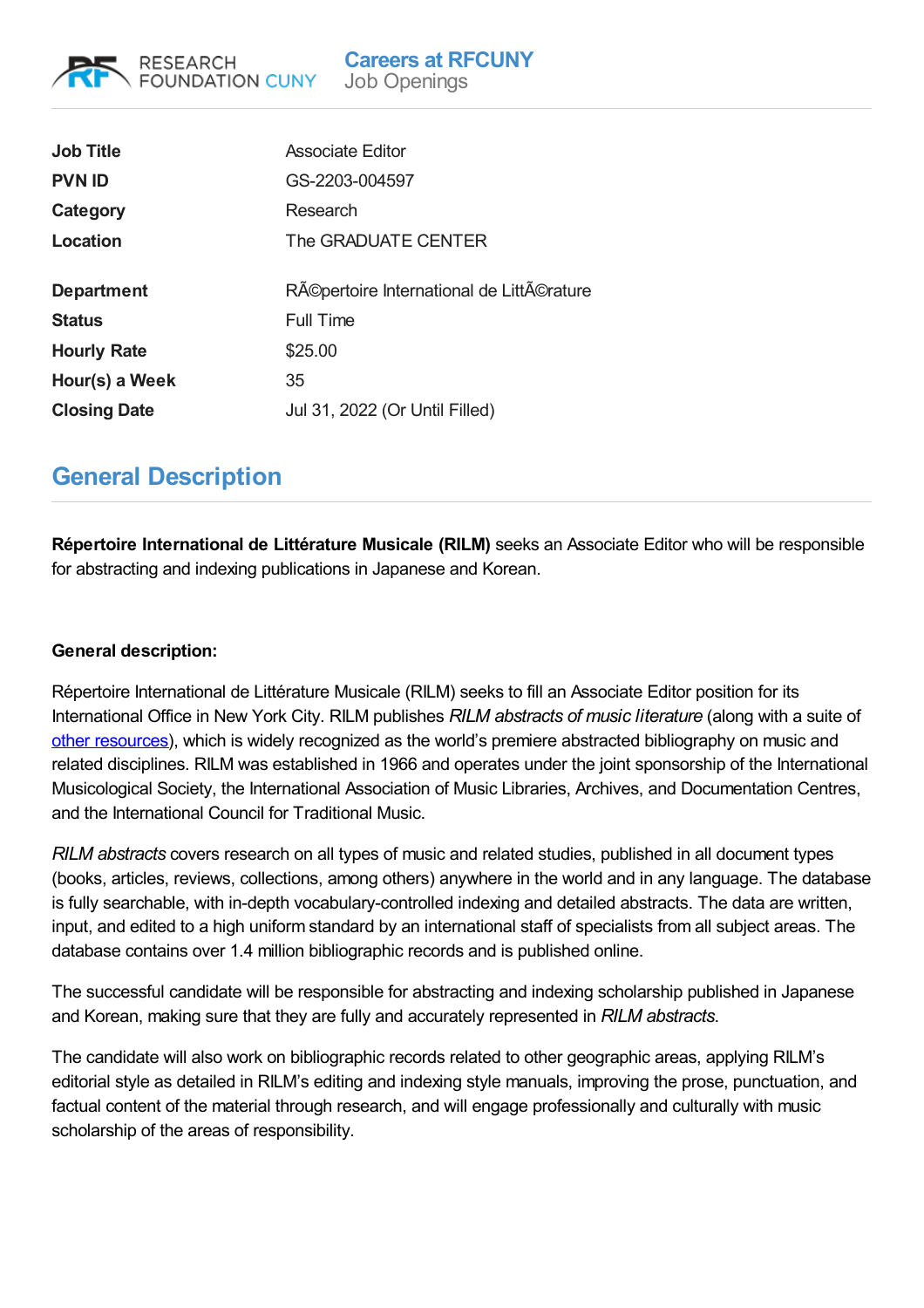RESEARCH FOUNDATION CUNY

**Careers at RFCUNY**
Job Openings

| | |
|---|---|
| **Job Title** | Associate Editor |
| **PVN ID** | GS-2203-004597 |
| **Category** | Research |
| **Location** | The GRADUATE CENTER |
| **Department** | RÃ©pertoire International de LittÃ©rature |
| **Status** | Full Time |
| **Hourly Rate** | $25.00 |
| **Hour(s) a Week** | 35 |
| **Closing Date** | Jul 31, 2022 (Or Until Filled) |

## General Description

**Répertoire International de Littérature Musicale (RILM)** seeks an Associate Editor who will be responsible for abstracting and indexing publications in Japanese and Korean.

**General description:**

Répertoire International de Littérature Musicale (RILM) seeks to fill an Associate Editor position for its International Office in New York City. RILM publishes *RILM abstracts of music literature* (along with a suite of other resources), which is widely recognized as the world's premiere abstracted bibliography on music and related disciplines. RILM was established in 1966 and operates under the joint sponsorship of the International Musicological Society, the International Association of Music Libraries, Archives, and Documentation Centres, and the International Council for Traditional Music.

*RILM abstracts* covers research on all types of music and related studies, published in all document types (books, articles, reviews, collections, among others) anywhere in the world and in any language. The database is fully searchable, with in-depth vocabulary-controlled indexing and detailed abstracts. The data are written, input, and edited to a high uniform standard by an international staff of specialists from all subject areas. The database contains over 1.4 million bibliographic records and is published online.

The successful candidate will be responsible for abstracting and indexing scholarship published in Japanese and Korean, making sure that they are fully and accurately represented in *RILM abstracts*.

The candidate will also work on bibliographic records related to other geographic areas, applying RILM's editorial style as detailed in RILM's editing and indexing style manuals, improving the prose, punctuation, and factual content of the material through research, and will engage professionally and culturally with music scholarship of the areas of responsibility.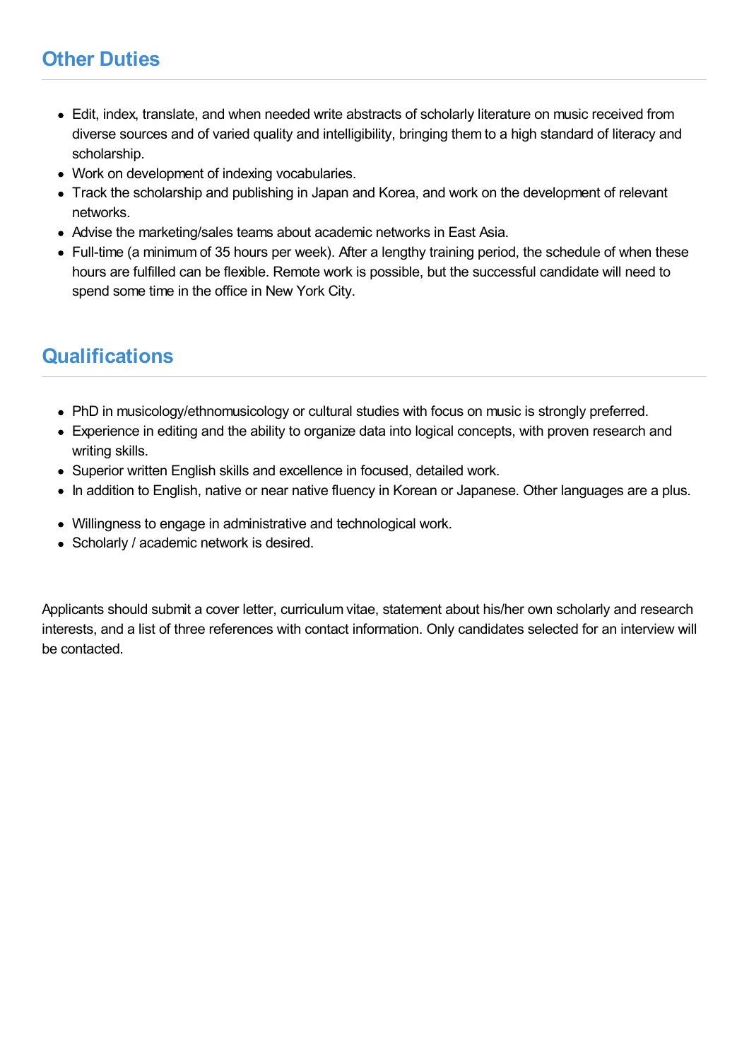## Other Duties

- Edit, index, translate, and when needed write abstracts of scholarly literature on music received from diverse sources and of varied quality and intelligibility, bringing them to a high standard of literacy and scholarship.
- Work on development of indexing vocabularies.
- Track the scholarship and publishing in Japan and Korea, and work on the development of relevant networks.
- Advise the marketing/sales teams about academic networks in East Asia.
- Full-time (a minimum of 35 hours per week). After a lengthy training period, the schedule of when these hours are fulfilled can be flexible. Remote work is possible, but the successful candidate will need to spend some time in the office in New York City.

## Qualifications

- PhD in musicology/ethnomusicology or cultural studies with focus on music is strongly preferred.
- Experience in editing and the ability to organize data into logical concepts, with proven research and writing skills.
- Superior written English skills and excellence in focused, detailed work.
- In addition to English, native or near native fluency in Korean or Japanese. Other languages are a plus.
- Willingness to engage in administrative and technological work.
- Scholarly / academic network is desired.

Applicants should submit a cover letter, curriculum vitae, statement about his/her own scholarly and research interests, and a list of three references with contact information. Only candidates selected for an interview will be contacted.